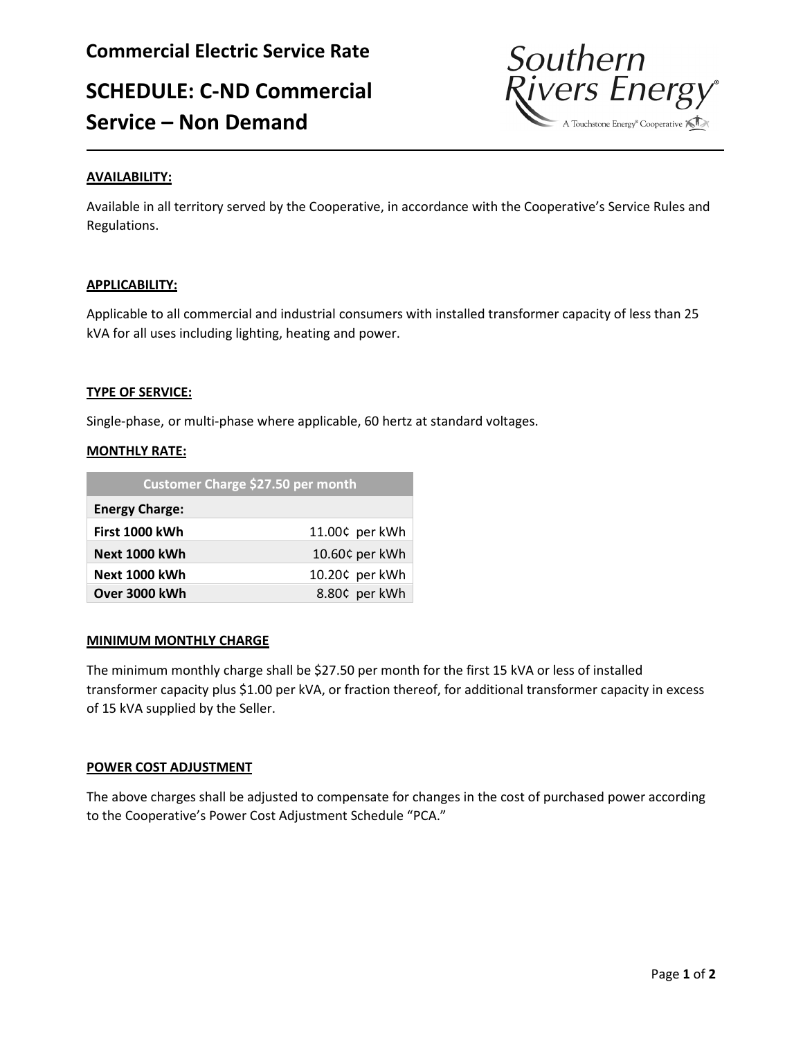# Commercial Electric Service Rate

# SCHEDULE: C-ND Commercial Service – Non Demand

Southern Rivers Energy
A Touchstone Energy® Cooperative

**AVAILABILITY:**

Available in all territory served by the Cooperative, in accordance with the Cooperative's Service Rules and Regulations.

**APPLICABILITY:**

Applicable to all commercial and industrial consumers with installed transformer capacity of less than 25 kVA for all uses including lighting, heating and power.

**TYPE OF SERVICE:**

Single-phase, or multi-phase where applicable, 60 hertz at standard voltages.

**MONTHLY RATE:**

| Customer Charge $27.50 per month | |
|---|---|
| **Energy Charge:** | |
| **First 1000 kWh** | 11.00¢ per kWh |
| **Next 1000 kWh** | 10.60¢ per kWh |
| **Next 1000 kWh** | 10.20¢ per kWh |
| **Over 3000 kWh** | 8.80¢ per kWh |

**MINIMUM MONTHLY CHARGE**

The minimum monthly charge shall be $27.50 per month for the first 15 kVA or less of installed transformer capacity plus $1.00 per kVA, or fraction thereof, for additional transformer capacity in excess of 15 kVA supplied by the Seller.

**POWER COST ADJUSTMENT**

The above charges shall be adjusted to compensate for changes in the cost of purchased power according to the Cooperative's Power Cost Adjustment Schedule "PCA."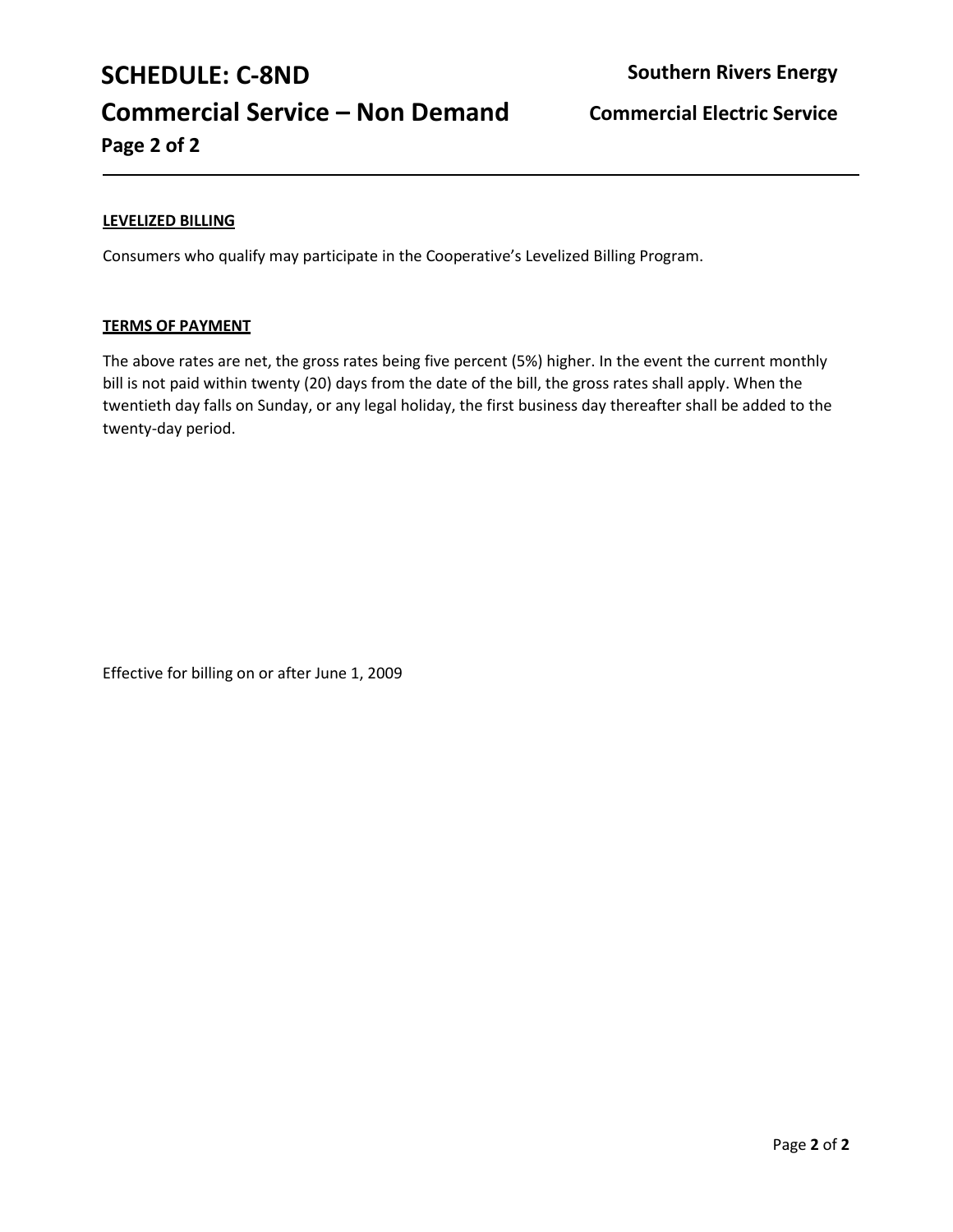# SCHEDULE: C-8ND

## Commercial Service – Non Demand

**Southern Rivers Energy**

**Commercial Electric Service**

### LEVELIZED BILLING

Consumers who qualify may participate in the Cooperative's Levelized Billing Program.

### TERMS OF PAYMENT

The above rates are net, the gross rates being five percent (5%) higher. In the event the current monthly bill is not paid within twenty (20) days from the date of the bill, the gross rates shall apply. When the twentieth day falls on Sunday, or any legal holiday, the first business day thereafter shall be added to the twenty-day period.

Effective for billing on or after June 1, 2009